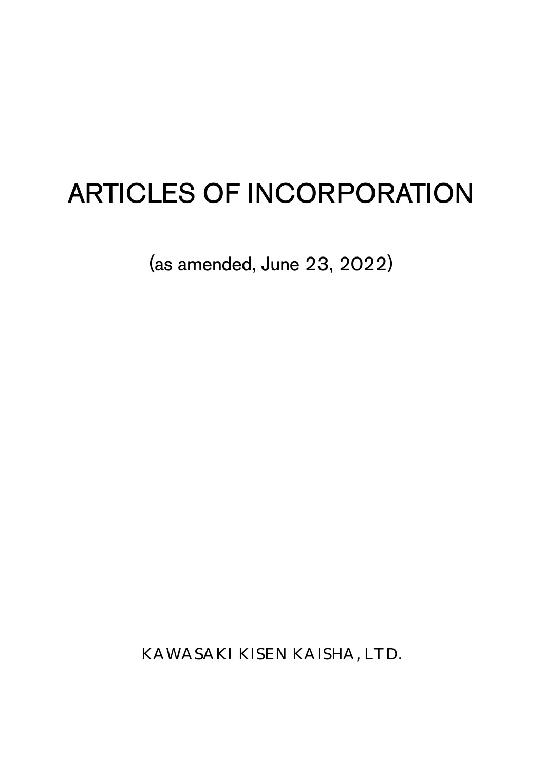# ARTICLES OF INCORPORATION

(as amended, June 23, 2022)

KAWASAKI KISEN KAISHA, LTD.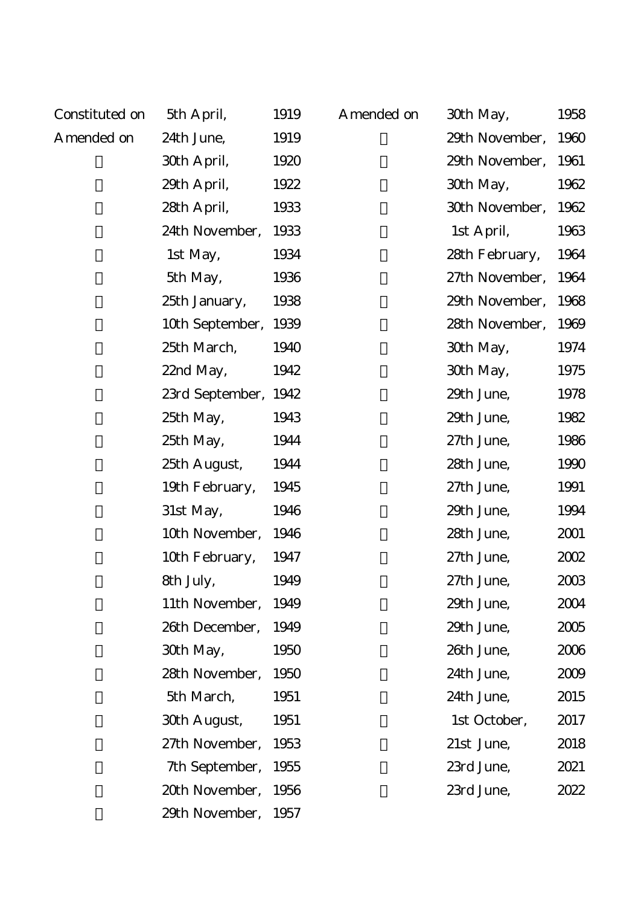| | | |
|---|---|---|
| Constituted on | 5th April, | 1919 |
| Amended on | 24th June, | 1919 |
| 〃 | 30th April, | 1920 |
| 〃 | 29th April, | 1922 |
| 〃 | 28th April, | 1933 |
| 〃 | 24th November, | 1933 |
| 〃 | 1st May, | 1934 |
| 〃 | 5th May, | 1936 |
| 〃 | 25th January, | 1938 |
| 〃 | 10th September, | 1939 |
| 〃 | 25th March, | 1940 |
| 〃 | 22nd May, | 1942 |
| 〃 | 23rd September, | 1942 |
| 〃 | 25th May, | 1943 |
| 〃 | 25th May, | 1944 |
| 〃 | 25th August, | 1944 |
| 〃 | 19th February, | 1945 |
| 〃 | 31st May, | 1946 |
| 〃 | 10th November, | 1946 |
| 〃 | 10th February, | 1947 |
| 〃 | 8th July, | 1949 |
| 〃 | 11th November, | 1949 |
| 〃 | 26th December, | 1949 |
| 〃 | 30th May, | 1950 |
| 〃 | 28th November, | 1950 |
| 〃 | 5th March, | 1951 |
| 〃 | 30th August, | 1951 |
| 〃 | 27th November, | 1953 |
| 〃 | 7th September, | 1955 |
| 〃 | 20th November, | 1956 |
| 〃 | 29th November, | 1957 |
| Amended on | 30th May, | 1958 |
| 〃 | 29th November, | 1960 |
| 〃 | 29th November, | 1961 |
| 〃 | 30th May, | 1962 |
| 〃 | 30th November, | 1962 |
| 〃 | 1st April, | 1963 |
| 〃 | 28th February, | 1964 |
| 〃 | 27th November, | 1964 |
| 〃 | 29th November, | 1968 |
| 〃 | 28th November, | 1969 |
| 〃 | 30th May, | 1974 |
| 〃 | 30th May, | 1975 |
| 〃 | 29th June, | 1978 |
| 〃 | 29th June, | 1982 |
| 〃 | 27th June, | 1986 |
| 〃 | 28th June, | 1990 |
| 〃 | 27th June, | 1991 |
| 〃 | 29th June, | 1994 |
| 〃 | 28th June, | 2001 |
| 〃 | 27th June, | 2002 |
| 〃 | 27th June, | 2003 |
| 〃 | 29th June, | 2004 |
| 〃 | 29th June, | 2005 |
| 〃 | 26th June, | 2006 |
| 〃 | 24th June, | 2009 |
| 〃 | 24th June, | 2015 |
| 〃 | 1st October, | 2017 |
| 〃 | 21st June, | 2018 |
| 〃 | 23rd June, | 2021 |
| 〃 | 23rd June, | 2022 |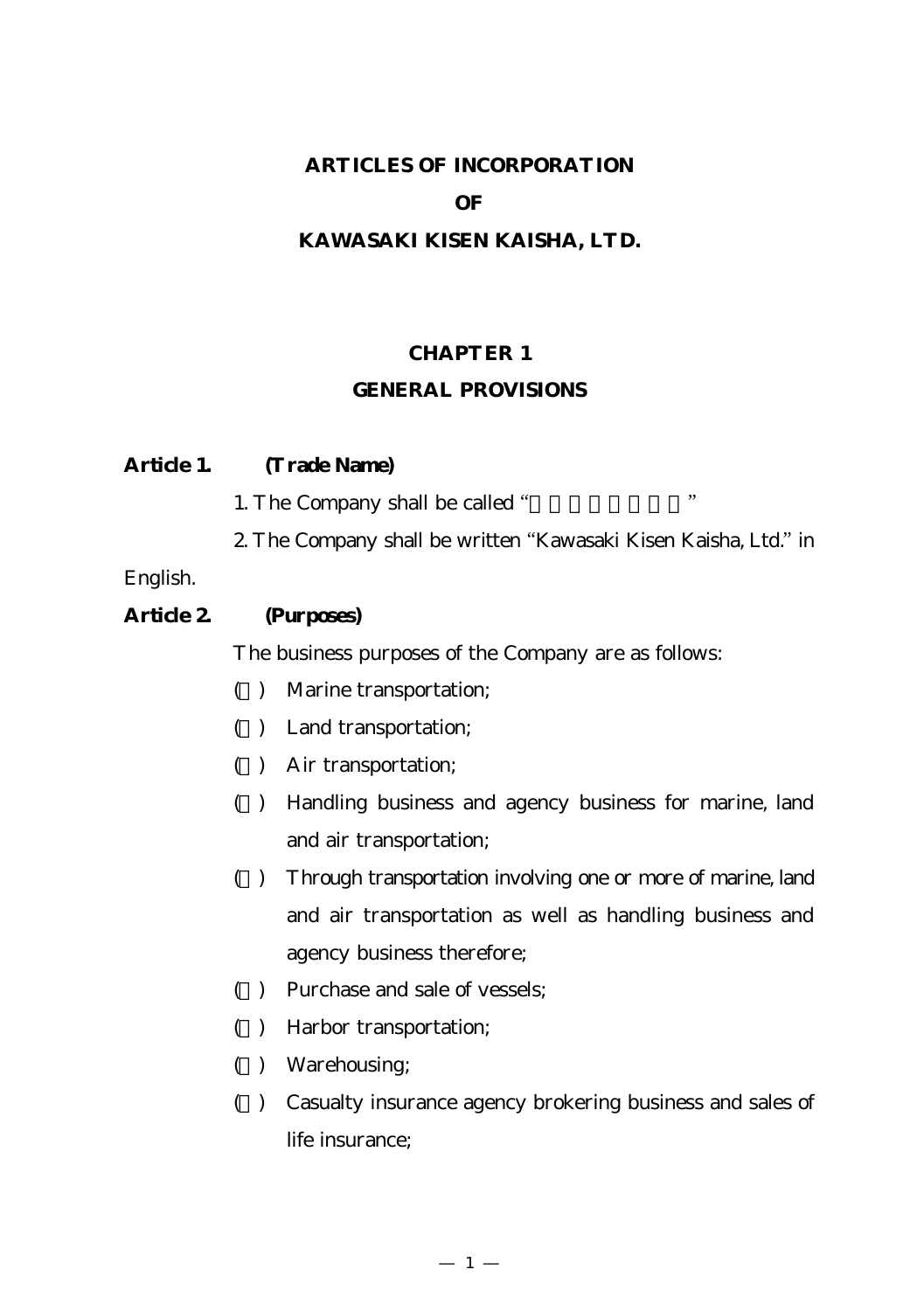# ARTICLES OF INCORPORATION
# OF
# KAWASAKI KISEN KAISHA, LTD.

## CHAPTER 1
## GENERAL PROVISIONS

**Article 1. (Trade Name)**

1. The Company shall be called “ ”

2. The Company shall be written “Kawasaki Kisen Kaisha, Ltd.” in English.

**Article 2. (Purposes)**

The business purposes of the Company are as follows:

( ) Marine transportation;

( ) Land transportation;

( ) Air transportation;

( ) Handling business and agency business for marine, land and air transportation;

( ) Through transportation involving one or more of marine, land and air transportation as well as handling business and agency business therefore;

( ) Purchase and sale of vessels;

( ) Harbor transportation;

( ) Warehousing;

( ) Casualty insurance agency brokering business and sales of life insurance;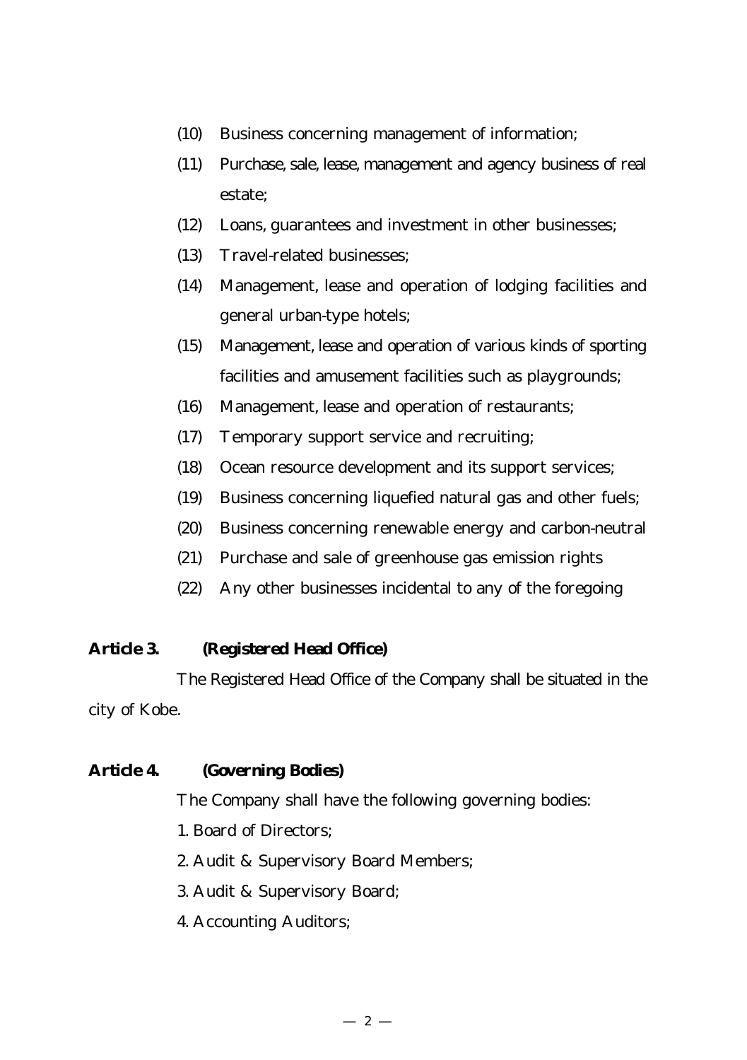(10) Business concerning management of information;

(11) Purchase, sale, lease, management and agency business of real estate;

(12) Loans, guarantees and investment in other businesses;

(13) Travel-related businesses;

(14) Management, lease and operation of lodging facilities and general urban-type hotels;

(15) Management, lease and operation of various kinds of sporting facilities and amusement facilities such as playgrounds;

(16) Management, lease and operation of restaurants;

(17) Temporary support service and recruiting;

(18) Ocean resource development and its support services;

(19) Business concerning liquefied natural gas and other fuels;

(20) Business concerning renewable energy and carbon-neutral

(21) Purchase and sale of greenhouse gas emission rights

(22) Any other businesses incidental to any of the foregoing

**Article 3. *(Registered Head Office)***

The Registered Head Office of the Company shall be situated in the city of Kobe.

**Article 4. *(Governing Bodies)***

The Company shall have the following governing bodies:

1. Board of Directors;
2. Audit & Supervisory Board Members;
3. Audit & Supervisory Board;
4. Accounting Auditors;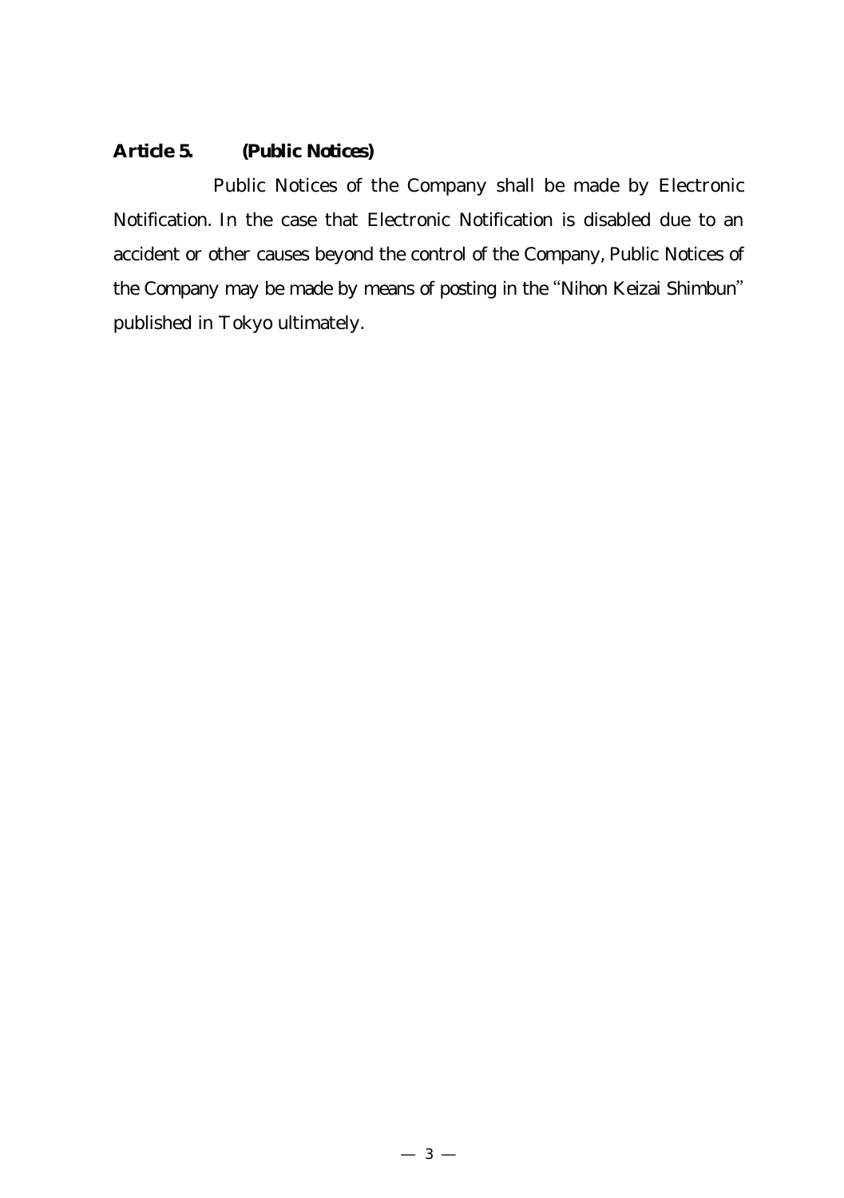**Article 5. (Public Notices)**

Public Notices of the Company shall be made by Electronic Notification. In the case that Electronic Notification is disabled due to an accident or other causes beyond the control of the Company, Public Notices of the Company may be made by means of posting in the "Nihon Keizai Shimbun" published in Tokyo ultimately.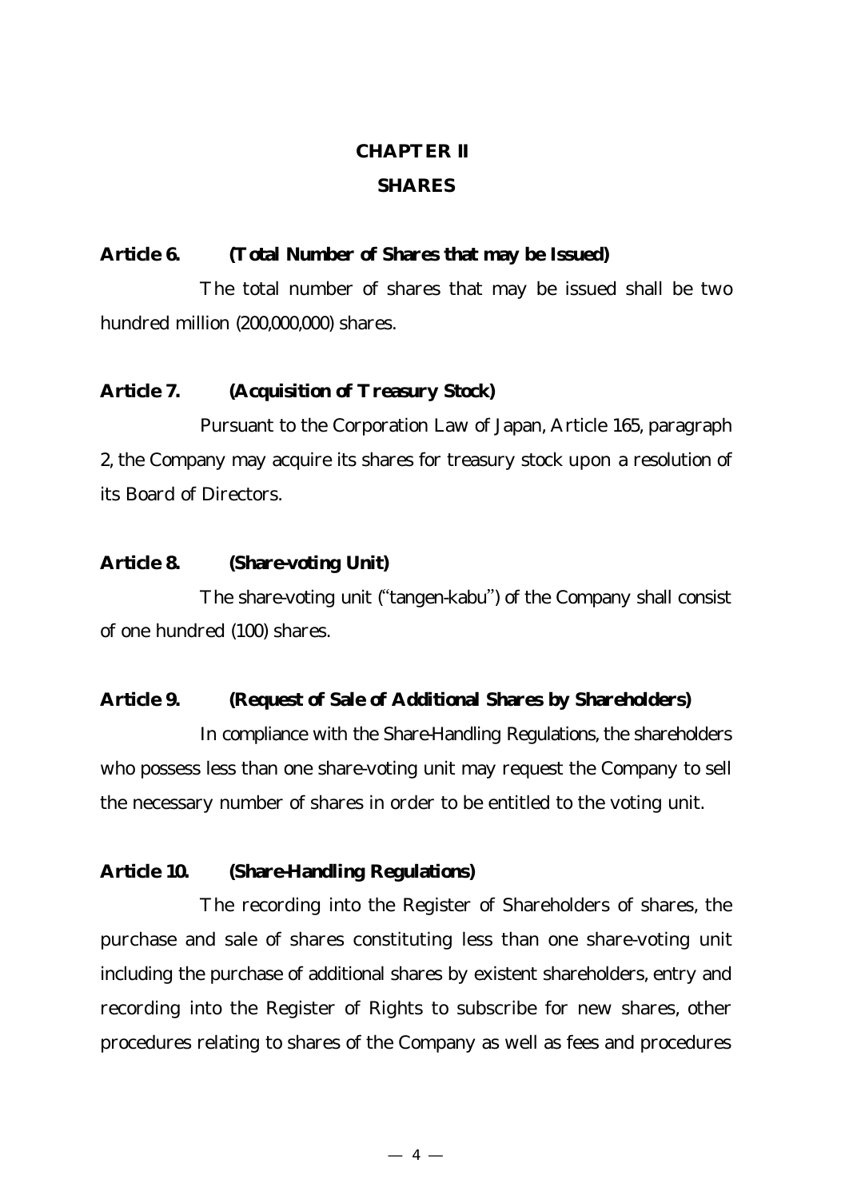# CHAPTER II
# SHARES

**Article 6. (Total Number of Shares that may be Issued)**

The total number of shares that may be issued shall be two hundred million (200,000,000) shares.

**Article 7. (Acquisition of Treasury Stock)**

Pursuant to the Corporation Law of Japan, Article 165, paragraph 2, the Company may acquire its shares for treasury stock upon a resolution of its Board of Directors.

**Article 8. (Share-voting Unit)**

The share-voting unit ("tangen-kabu") of the Company shall consist of one hundred (100) shares.

**Article 9. (Request of Sale of Additional Shares by Shareholders)**

In compliance with the Share-Handling Regulations, the shareholders who possess less than one share-voting unit may request the Company to sell the necessary number of shares in order to be entitled to the voting unit.

**Article 10. (Share-Handling Regulations)**

The recording into the Register of Shareholders of shares, the purchase and sale of shares constituting less than one share-voting unit including the purchase of additional shares by existent shareholders, entry and recording into the Register of Rights to subscribe for new shares, other procedures relating to shares of the Company as well as fees and procedures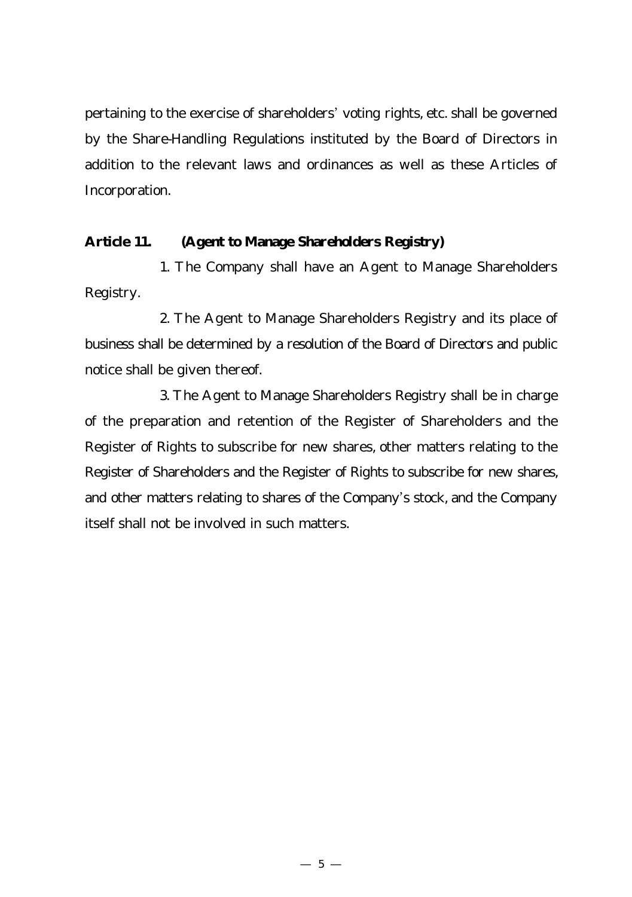pertaining to the exercise of shareholders' voting rights, etc. shall be governed by the Share-Handling Regulations instituted by the Board of Directors in addition to the relevant laws and ordinances as well as these Articles of Incorporation.

**Article 11. (Agent to Manage Shareholders Registry)**

1. The Company shall have an Agent to Manage Shareholders Registry.

2. The Agent to Manage Shareholders Registry and its place of business shall be determined by a resolution of the Board of Directors and public notice shall be given thereof.

3. The Agent to Manage Shareholders Registry shall be in charge of the preparation and retention of the Register of Shareholders and the Register of Rights to subscribe for new shares, other matters relating to the Register of Shareholders and the Register of Rights to subscribe for new shares, and other matters relating to shares of the Company's stock, and the Company itself shall not be involved in such matters.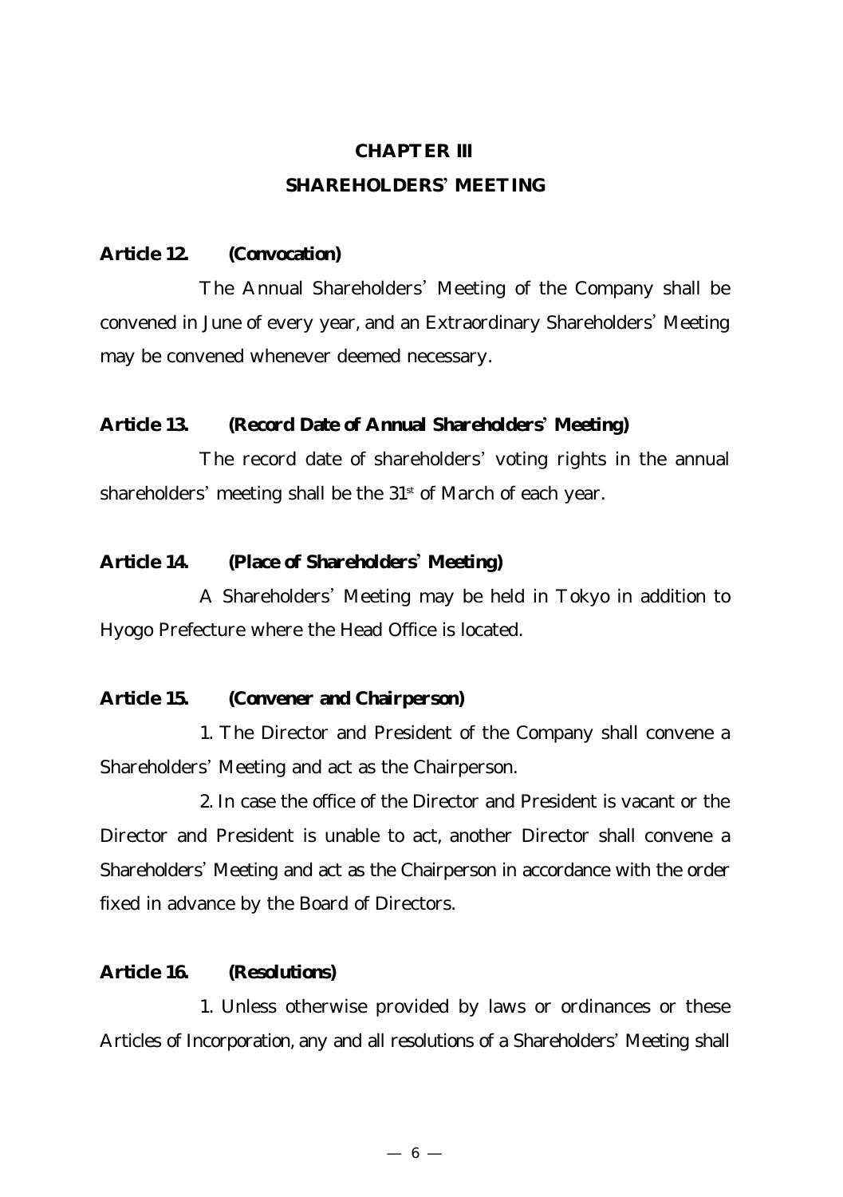## CHAPTER III
## SHAREHOLDERS' MEETING

**Article 12. (Convocation)**

The Annual Shareholders' Meeting of the Company shall be convened in June of every year, and an Extraordinary Shareholders' Meeting may be convened whenever deemed necessary.

**Article 13. (Record Date of Annual Shareholders' Meeting)**

The record date of shareholders' voting rights in the annual shareholders' meeting shall be the 31st of March of each year.

**Article 14. (Place of Shareholders' Meeting)**

A Shareholders' Meeting may be held in Tokyo in addition to Hyogo Prefecture where the Head Office is located.

**Article 15. (Convener and Chairperson)**

1. The Director and President of the Company shall convene a Shareholders' Meeting and act as the Chairperson.

2. In case the office of the Director and President is vacant or the Director and President is unable to act, another Director shall convene a Shareholders' Meeting and act as the Chairperson in accordance with the order fixed in advance by the Board of Directors.

**Article 16. (Resolutions)**

1. Unless otherwise provided by laws or ordinances or these Articles of Incorporation, any and all resolutions of a Shareholders' Meeting shall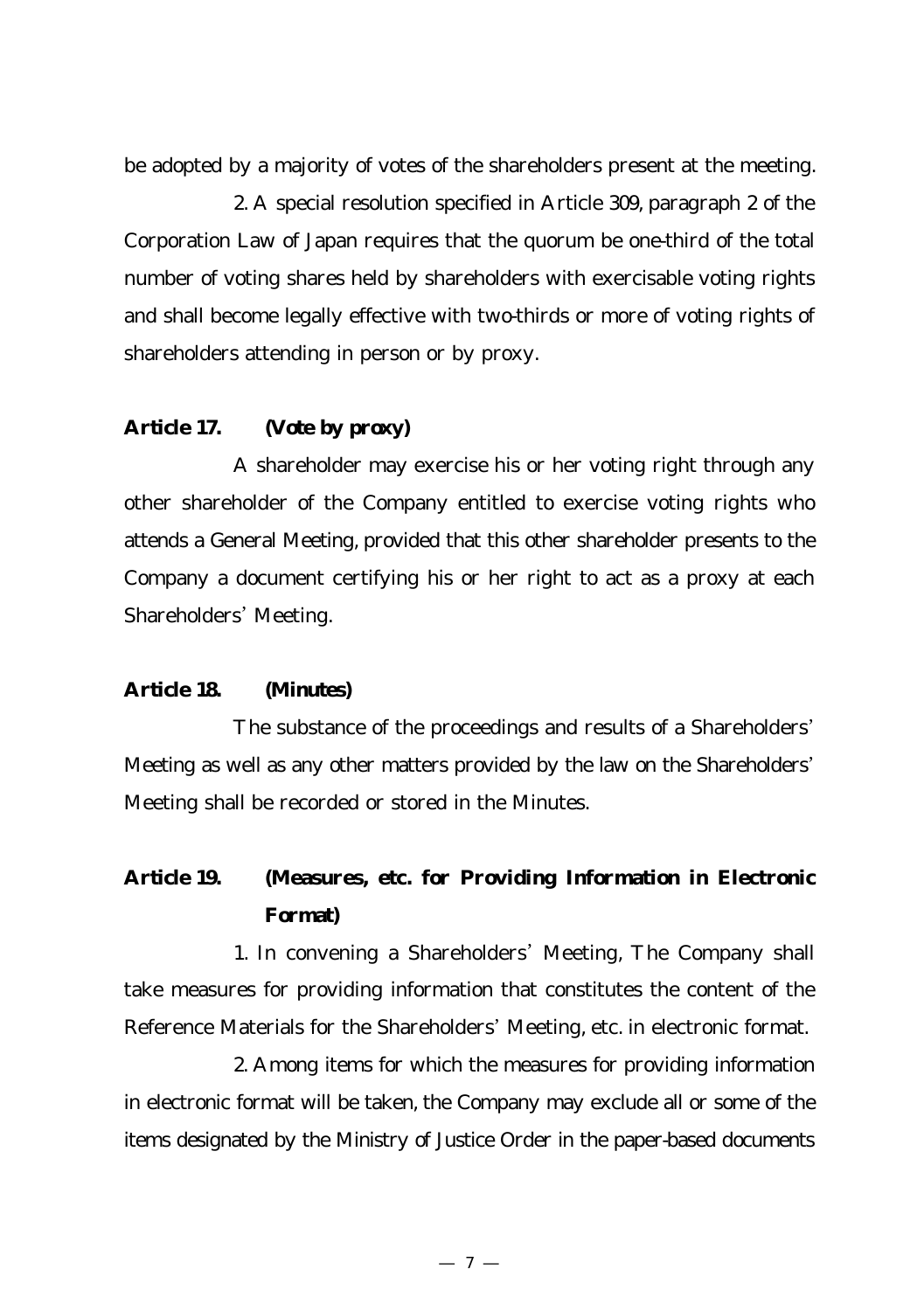be adopted by a majority of votes of the shareholders present at the meeting.

2. A special resolution specified in Article 309, paragraph 2 of the Corporation Law of Japan requires that the quorum be one-third of the total number of voting shares held by shareholders with exercisable voting rights and shall become legally effective with two-thirds or more of voting rights of shareholders attending in person or by proxy.

**Article 17. (Vote by proxy)**

A shareholder may exercise his or her voting right through any other shareholder of the Company entitled to exercise voting rights who attends a General Meeting, provided that this other shareholder presents to the Company a document certifying his or her right to act as a proxy at each Shareholders' Meeting.

**Article 18. (Minutes)**

The substance of the proceedings and results of a Shareholders' Meeting as well as any other matters provided by the law on the Shareholders' Meeting shall be recorded or stored in the Minutes.

**Article 19. (Measures, etc. for Providing Information in Electronic Format)**

1. In convening a Shareholders' Meeting, The Company shall take measures for providing information that constitutes the content of the Reference Materials for the Shareholders' Meeting, etc. in electronic format.

2. Among items for which the measures for providing information in electronic format will be taken, the Company may exclude all or some of the items designated by the Ministry of Justice Order in the paper-based documents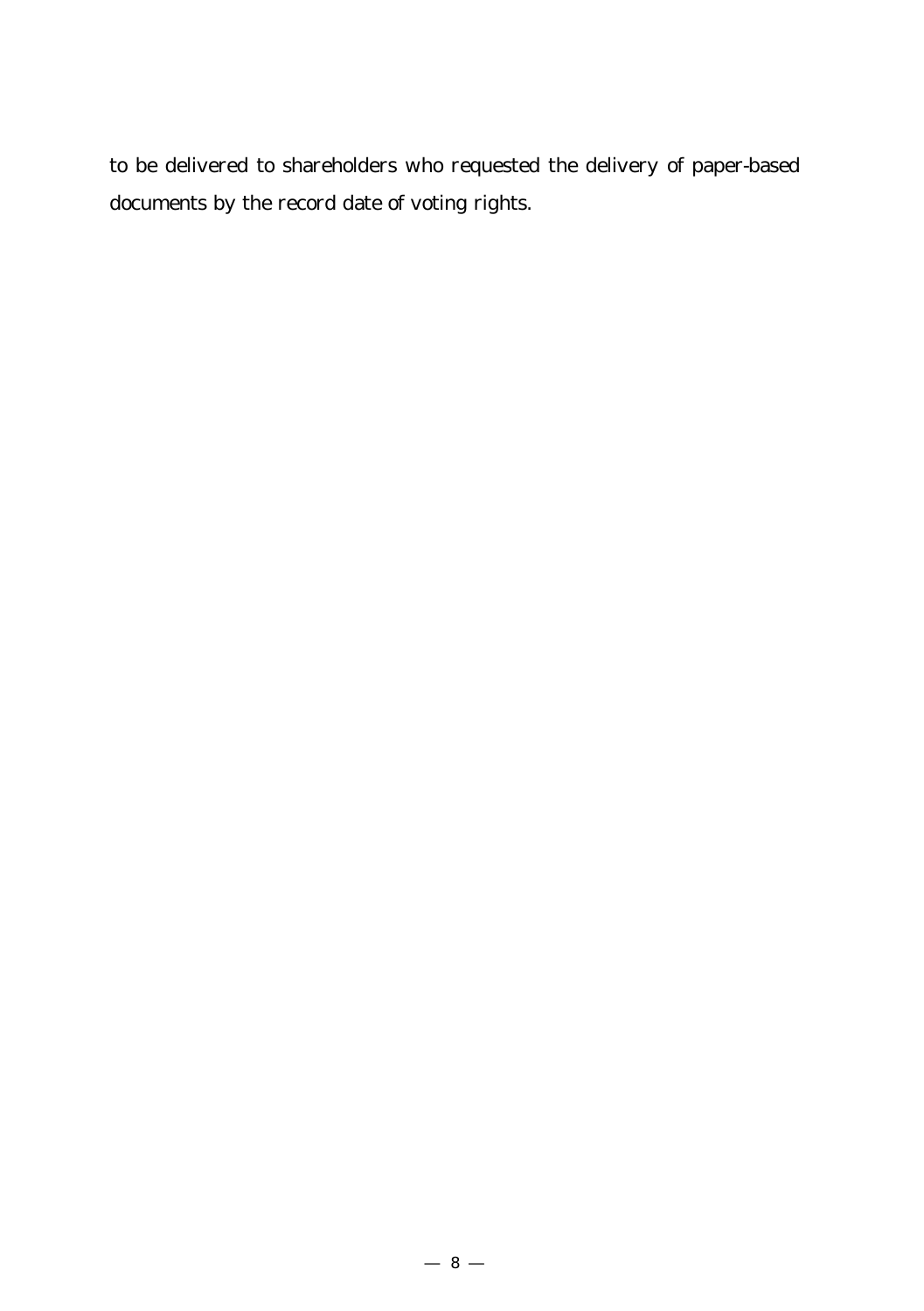to be delivered to shareholders who requested the delivery of paper-based documents by the record date of voting rights.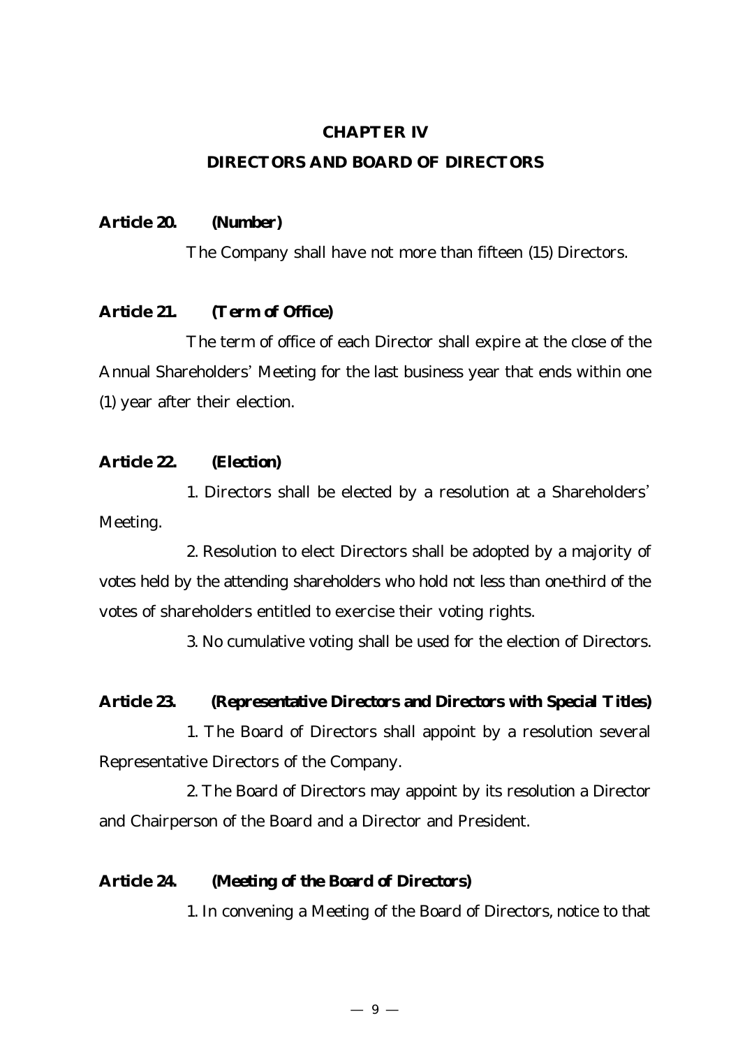## CHAPTER IV
## DIRECTORS AND BOARD OF DIRECTORS

**Article 20. (Number)**

The Company shall have not more than fifteen (15) Directors.

**Article 21. (Term of Office)**

The term of office of each Director shall expire at the close of the Annual Shareholders' Meeting for the last business year that ends within one (1) year after their election.

**Article 22. (Election)**

1. Directors shall be elected by a resolution at a Shareholders' Meeting.

2. Resolution to elect Directors shall be adopted by a majority of votes held by the attending shareholders who hold not less than one-third of the votes of shareholders entitled to exercise their voting rights.

3. No cumulative voting shall be used for the election of Directors.

**Article 23. (Representative Directors and Directors with Special Titles)**

1. The Board of Directors shall appoint by a resolution several Representative Directors of the Company.

2. The Board of Directors may appoint by its resolution a Director and Chairperson of the Board and a Director and President.

**Article 24. (Meeting of the Board of Directors)**

1. In convening a Meeting of the Board of Directors, notice to that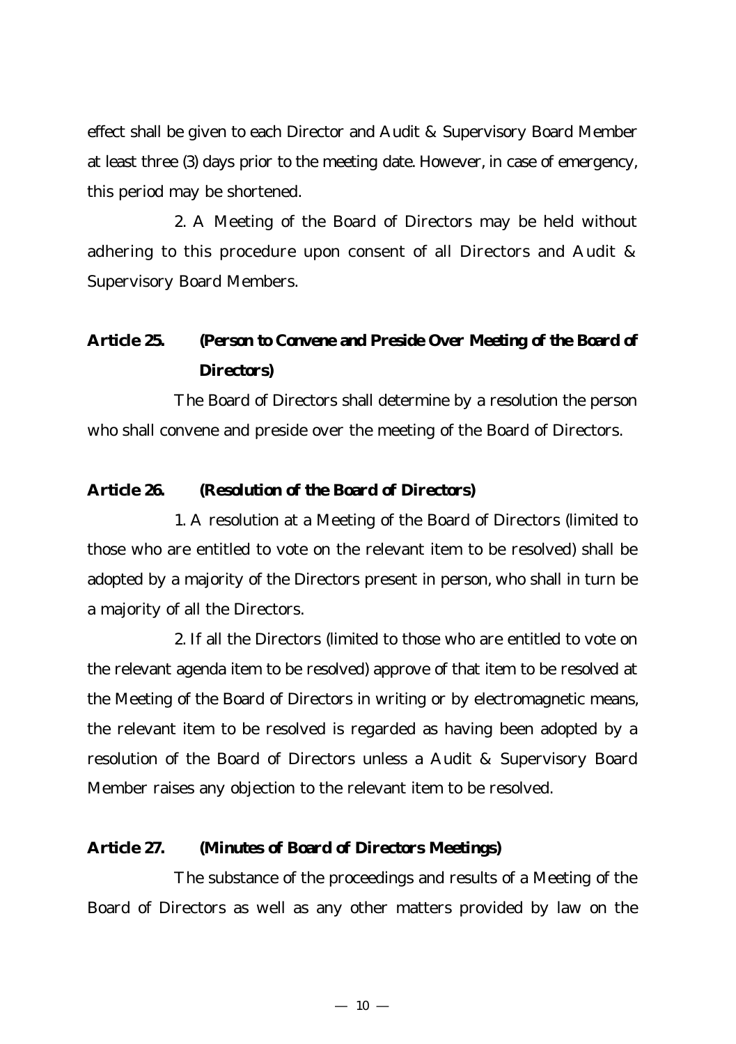effect shall be given to each Director and Audit & Supervisory Board Member at least three (3) days prior to the meeting date. However, in case of emergency, this period may be shortened.

2. A Meeting of the Board of Directors may be held without adhering to this procedure upon consent of all Directors and Audit & Supervisory Board Members.

### Article 25. (Person to Convene and Preside Over Meeting of the Board of Directors)

The Board of Directors shall determine by a resolution the person who shall convene and preside over the meeting of the Board of Directors.

### Article 26. (Resolution of the Board of Directors)

1. A resolution at a Meeting of the Board of Directors (limited to those who are entitled to vote on the relevant item to be resolved) shall be adopted by a majority of the Directors present in person, who shall in turn be a majority of all the Directors.

2. If all the Directors (limited to those who are entitled to vote on the relevant agenda item to be resolved) approve of that item to be resolved at the Meeting of the Board of Directors in writing or by electromagnetic means, the relevant item to be resolved is regarded as having been adopted by a resolution of the Board of Directors unless a Audit & Supervisory Board Member raises any objection to the relevant item to be resolved.

### Article 27. (Minutes of Board of Directors Meetings)

The substance of the proceedings and results of a Meeting of the Board of Directors as well as any other matters provided by law on the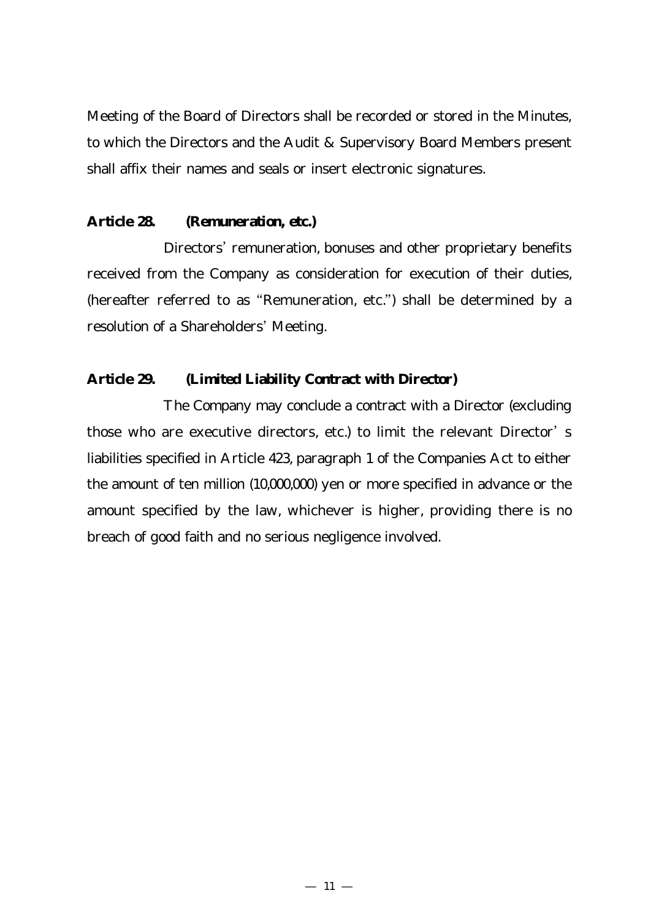Meeting of the Board of Directors shall be recorded or stored in the Minutes, to which the Directors and the Audit & Supervisory Board Members present shall affix their names and seals or insert electronic signatures.

**Article 28. (Remuneration, etc.)**

Directors' remuneration, bonuses and other proprietary benefits received from the Company as consideration for execution of their duties, (hereafter referred to as "Remuneration, etc.") shall be determined by a resolution of a Shareholders' Meeting.

**Article 29. (Limited Liability Contract with Director)**

The Company may conclude a contract with a Director (excluding those who are executive directors, etc.) to limit the relevant Director's liabilities specified in Article 423, paragraph 1 of the Companies Act to either the amount of ten million (10,000,000) yen or more specified in advance or the amount specified by the law, whichever is higher, providing there is no breach of good faith and no serious negligence involved.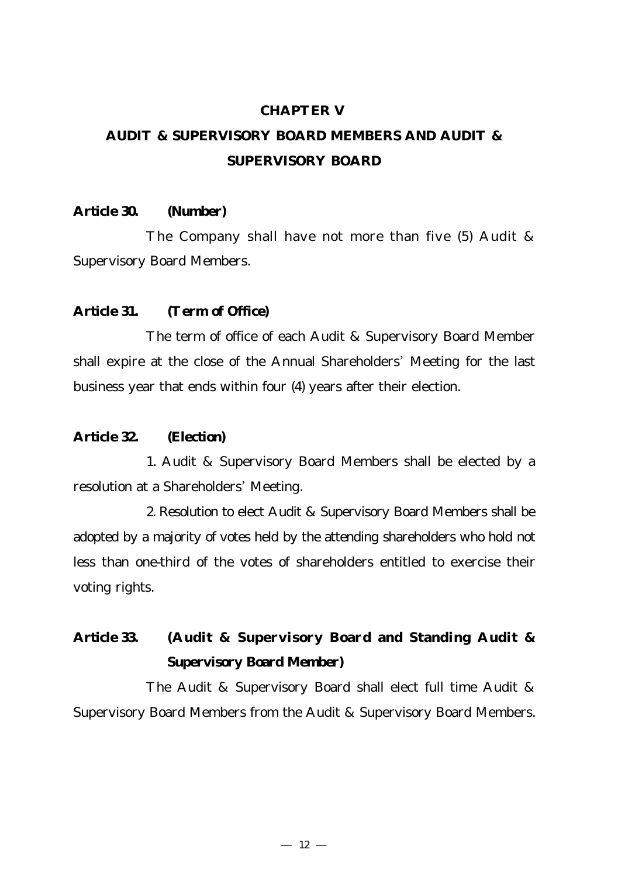# CHAPTER V

# AUDIT & SUPERVISORY BOARD MEMBERS AND AUDIT & SUPERVISORY BOARD

**Article 30. (Number)**

The Company shall have not more than five (5) Audit & Supervisory Board Members.

**Article 31. (Term of Office)**

The term of office of each Audit & Supervisory Board Member shall expire at the close of the Annual Shareholders' Meeting for the last business year that ends within four (4) years after their election.

**Article 32. (Election)**

1. Audit & Supervisory Board Members shall be elected by a resolution at a Shareholders' Meeting.

2. Resolution to elect Audit & Supervisory Board Members shall be adopted by a majority of votes held by the attending shareholders who hold not less than one-third of the votes of shareholders entitled to exercise their voting rights.

**Article 33. (Audit & Supervisory Board and Standing Audit & Supervisory Board Member)**

The Audit & Supervisory Board shall elect full time Audit & Supervisory Board Members from the Audit & Supervisory Board Members.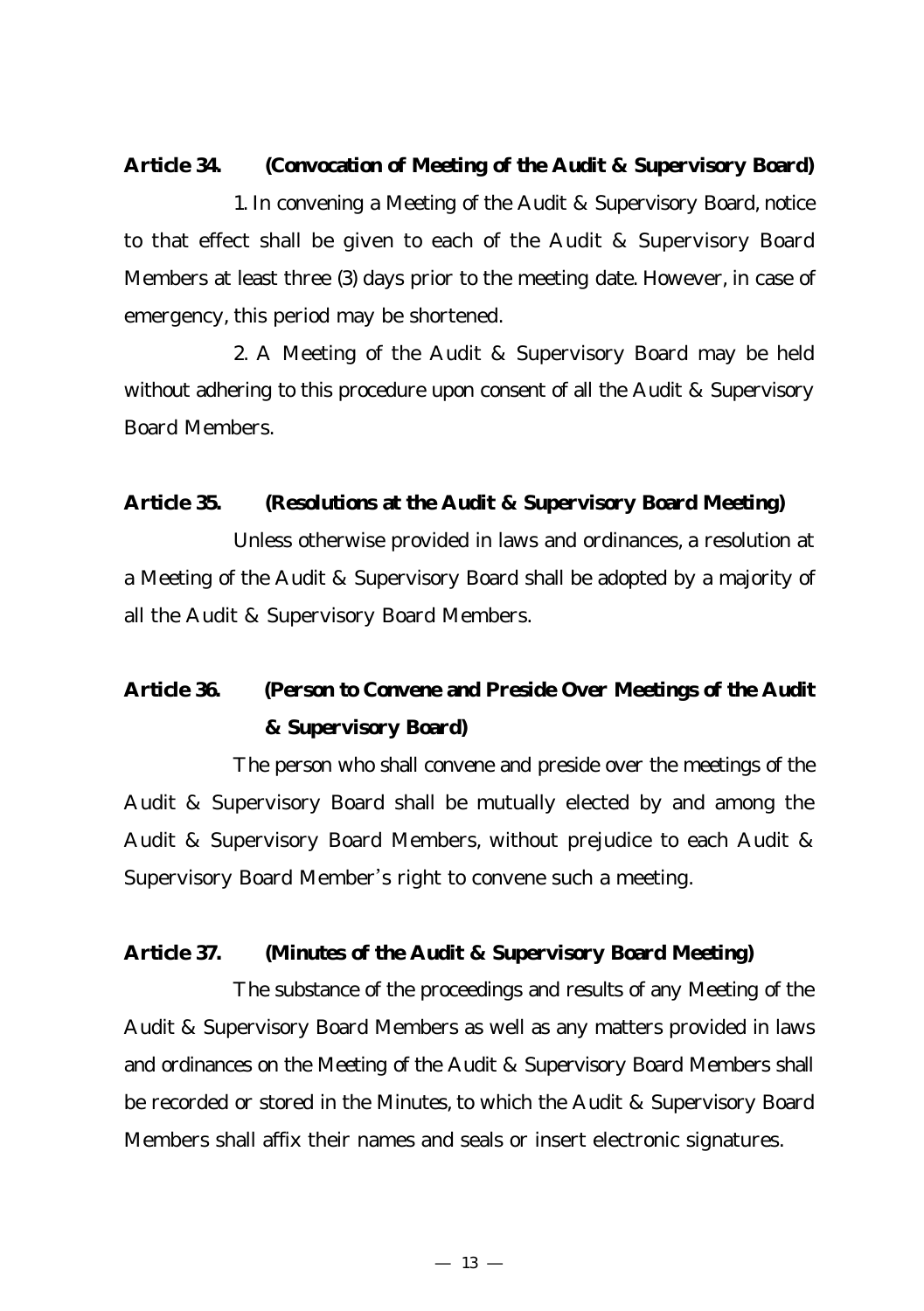**Article 34. (Convocation of Meeting of the Audit & Supervisory Board)**

1. In convening a Meeting of the Audit & Supervisory Board, notice to that effect shall be given to each of the Audit & Supervisory Board Members at least three (3) days prior to the meeting date. However, in case of emergency, this period may be shortened.

2. A Meeting of the Audit & Supervisory Board may be held without adhering to this procedure upon consent of all the Audit & Supervisory Board Members.

**Article 35. (Resolutions at the Audit & Supervisory Board Meeting)**

Unless otherwise provided in laws and ordinances, a resolution at a Meeting of the Audit & Supervisory Board shall be adopted by a majority of all the Audit & Supervisory Board Members.

**Article 36. (Person to Convene and Preside Over Meetings of the Audit & Supervisory Board)**

The person who shall convene and preside over the meetings of the Audit & Supervisory Board shall be mutually elected by and among the Audit & Supervisory Board Members, without prejudice to each Audit & Supervisory Board Member's right to convene such a meeting.

**Article 37. (Minutes of the Audit & Supervisory Board Meeting)**

The substance of the proceedings and results of any Meeting of the Audit & Supervisory Board Members as well as any matters provided in laws and ordinances on the Meeting of the Audit & Supervisory Board Members shall be recorded or stored in the Minutes, to which the Audit & Supervisory Board Members shall affix their names and seals or insert electronic signatures.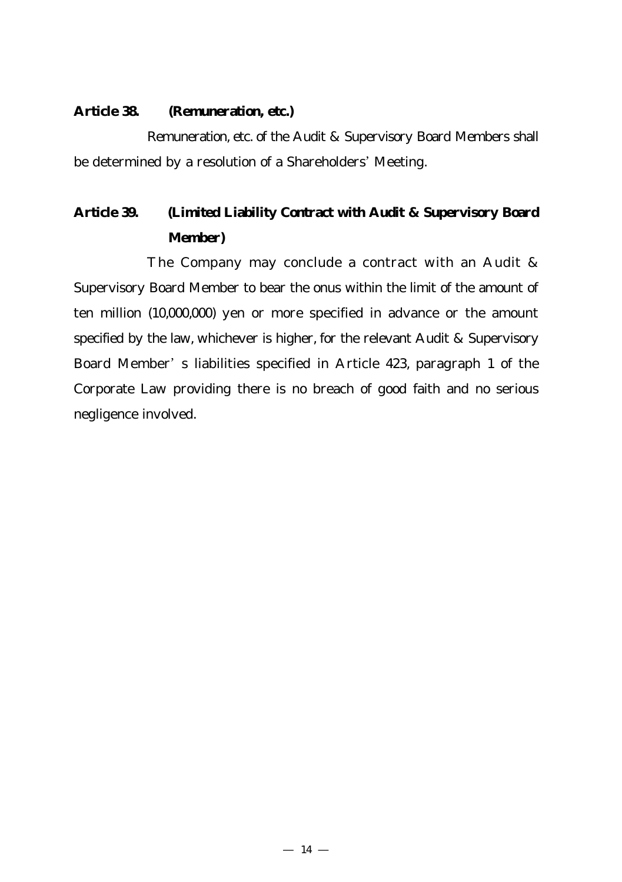**Article 38. (Remuneration, etc.)**

Remuneration, etc. of the Audit & Supervisory Board Members shall be determined by a resolution of a Shareholders' Meeting.

**Article 39. (Limited Liability Contract with Audit & Supervisory Board Member)**

The Company may conclude a contract with an Audit & Supervisory Board Member to bear the onus within the limit of the amount of ten million (10,000,000) yen or more specified in advance or the amount specified by the law, whichever is higher, for the relevant Audit & Supervisory Board Member's liabilities specified in Article 423, paragraph 1 of the Corporate Law providing there is no breach of good faith and no serious negligence involved.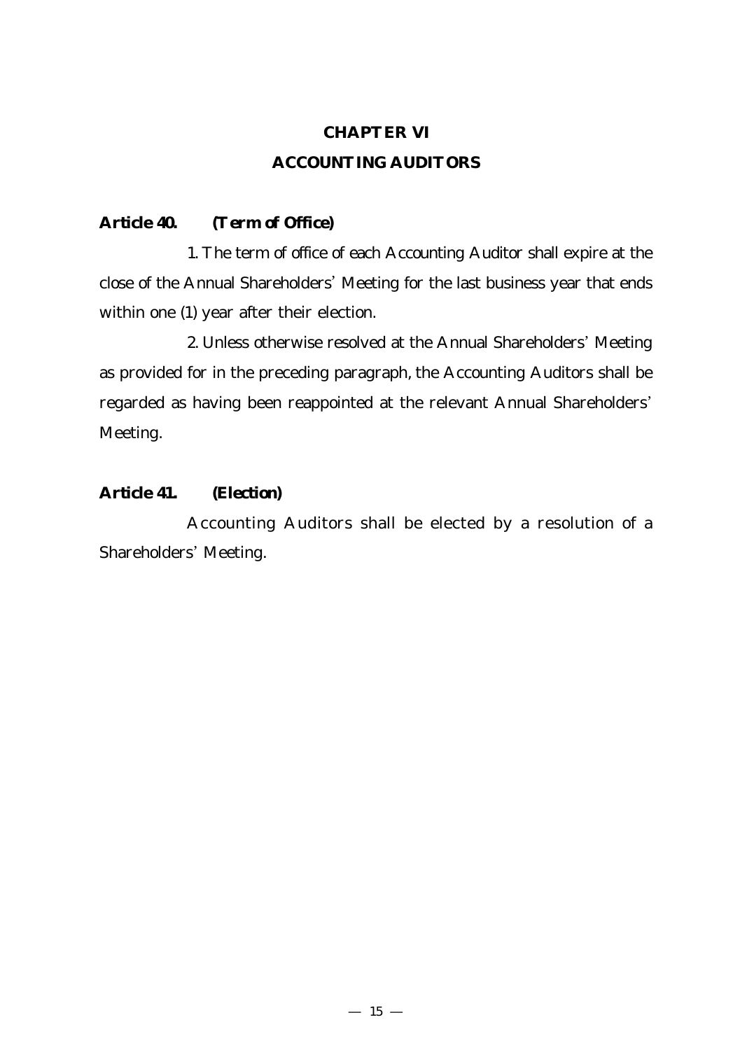# CHAPTER VI
# ACCOUNTING AUDITORS

**Article 40.　　(Term of Office)**

1. The term of office of each Accounting Auditor shall expire at the close of the Annual Shareholders' Meeting for the last business year that ends within one (1) year after their election.

2. Unless otherwise resolved at the Annual Shareholders' Meeting as provided for in the preceding paragraph, the Accounting Auditors shall be regarded as having been reappointed at the relevant Annual Shareholders' Meeting.

**Article 41.　　(Election)**

Accounting Auditors shall be elected by a resolution of a Shareholders' Meeting.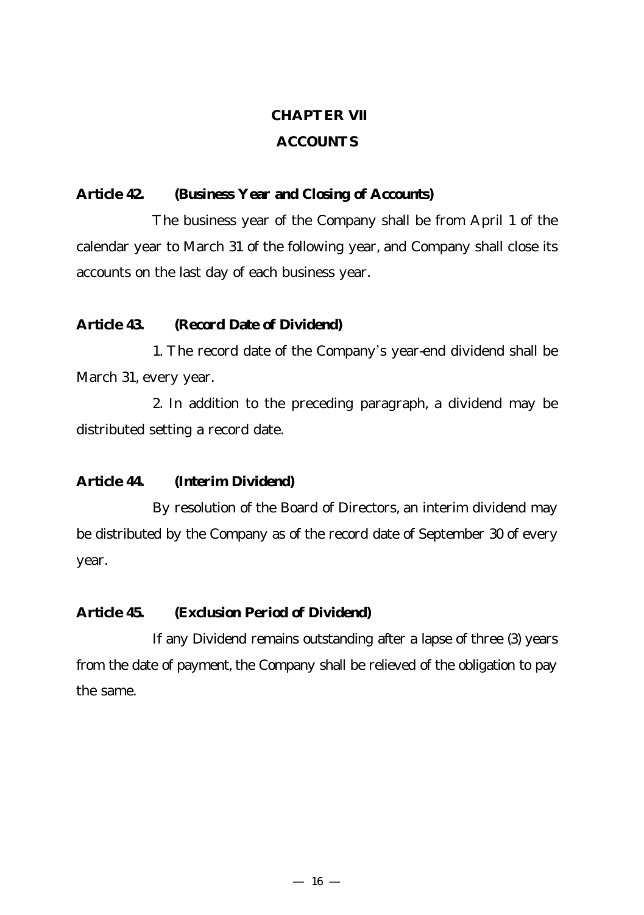# CHAPTER VII
# ACCOUNTS

**Article 42. (Business Year and Closing of Accounts)**

The business year of the Company shall be from April 1 of the calendar year to March 31 of the following year, and Company shall close its accounts on the last day of each business year.

**Article 43. (Record Date of Dividend)**

1. The record date of the Company's year-end dividend shall be March 31, every year.

2. In addition to the preceding paragraph, a dividend may be distributed setting a record date.

**Article 44. (Interim Dividend)**

By resolution of the Board of Directors, an interim dividend may be distributed by the Company as of the record date of September 30 of every year.

**Article 45. (Exclusion Period of Dividend)**

If any Dividend remains outstanding after a lapse of three (3) years from the date of payment, the Company shall be relieved of the obligation to pay the same.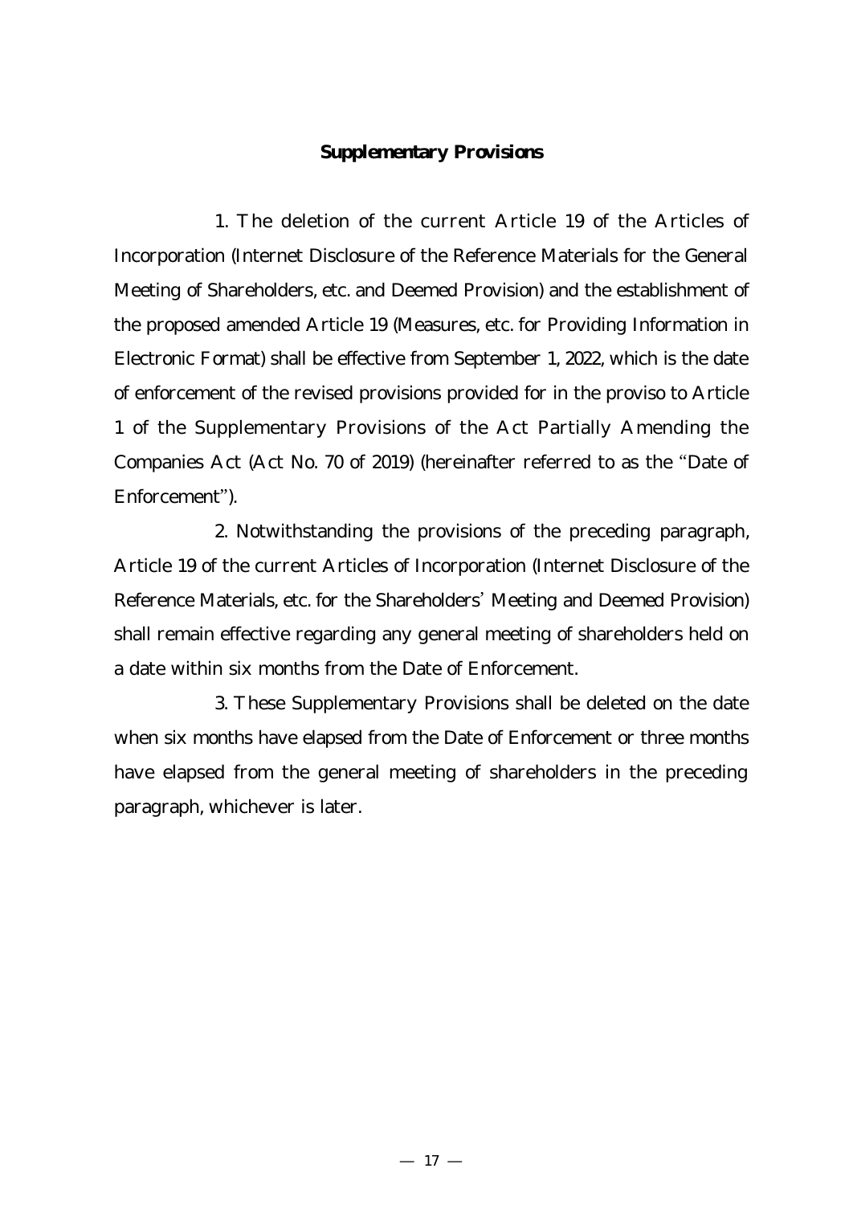## Supplementary Provisions

1. The deletion of the current Article 19 of the Articles of Incorporation (Internet Disclosure of the Reference Materials for the General Meeting of Shareholders, etc. and Deemed Provision) and the establishment of the proposed amended Article 19 (Measures, etc. for Providing Information in Electronic Format) shall be effective from September 1, 2022, which is the date of enforcement of the revised provisions provided for in the proviso to Article 1 of the Supplementary Provisions of the Act Partially Amending the Companies Act (Act No. 70 of 2019) (hereinafter referred to as the "Date of Enforcement").

2. Notwithstanding the provisions of the preceding paragraph, Article 19 of the current Articles of Incorporation (Internet Disclosure of the Reference Materials, etc. for the Shareholders' Meeting and Deemed Provision) shall remain effective regarding any general meeting of shareholders held on a date within six months from the Date of Enforcement.

3. These Supplementary Provisions shall be deleted on the date when six months have elapsed from the Date of Enforcement or three months have elapsed from the general meeting of shareholders in the preceding paragraph, whichever is later.